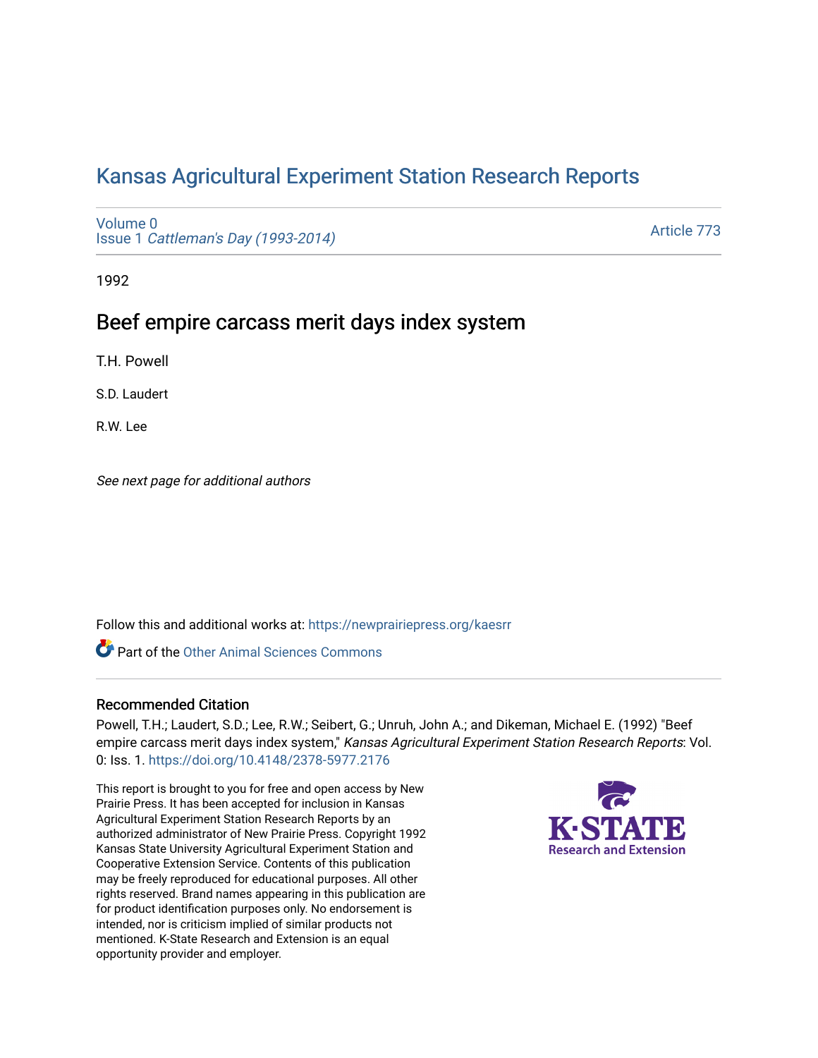# Kansas Agricultural Experiment Station Research Reports

Volume 0
Issue 1 *Cattleman's Day (1993-2014)*

Article 773

1992

## Beef empire carcass merit days index system

T.H. Powell

S.D. Laudert

R.W. Lee

*See next page for additional authors*

Follow this and additional works at: https://newprairiepress.org/kaesrr

Part of the Other Animal Sciences Commons

### Recommended Citation

Powell, T.H.; Laudert, S.D.; Lee, R.W.; Seibert, G.; Unruh, John A.; and Dikeman, Michael E. (1992) "Beef empire carcass merit days index system," *Kansas Agricultural Experiment Station Research Reports*: Vol. 0: Iss. 1. https://doi.org/10.4148/2378-5977.2176

This report is brought to you for free and open access by New Prairie Press. It has been accepted for inclusion in Kansas Agricultural Experiment Station Research Reports by an authorized administrator of New Prairie Press. Copyright 1992 Kansas State University Agricultural Experiment Station and Cooperative Extension Service. Contents of this publication may be freely reproduced for educational purposes. All other rights reserved. Brand names appearing in this publication are for product identification purposes only. No endorsement is intended, nor is criticism implied of similar products not mentioned. K-State Research and Extension is an equal opportunity provider and employer.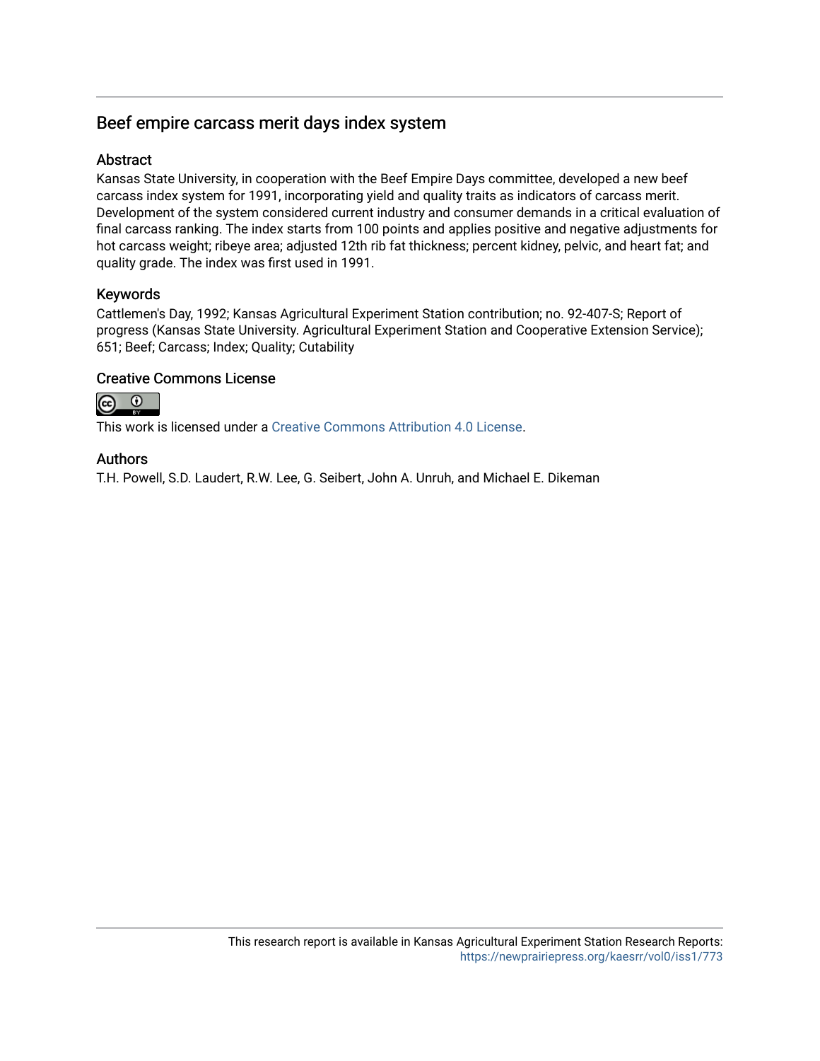## Beef empire carcass merit days index system

### Abstract

Kansas State University, in cooperation with the Beef Empire Days committee, developed a new beef carcass index system for 1991, incorporating yield and quality traits as indicators of carcass merit. Development of the system considered current industry and consumer demands in a critical evaluation of final carcass ranking. The index starts from 100 points and applies positive and negative adjustments for hot carcass weight; ribeye area; adjusted 12th rib fat thickness; percent kidney, pelvic, and heart fat; and quality grade. The index was first used in 1991.

### Keywords

Cattlemen's Day, 1992; Kansas Agricultural Experiment Station contribution; no. 92-407-S; Report of progress (Kansas State University. Agricultural Experiment Station and Cooperative Extension Service); 651; Beef; Carcass; Index; Quality; Cutability

### Creative Commons License

This work is licensed under a Creative Commons Attribution 4.0 License.

### Authors

T.H. Powell, S.D. Laudert, R.W. Lee, G. Seibert, John A. Unruh, and Michael E. Dikeman

This research report is available in Kansas Agricultural Experiment Station Research Reports: https://newprairiepress.org/kaesrr/vol0/iss1/773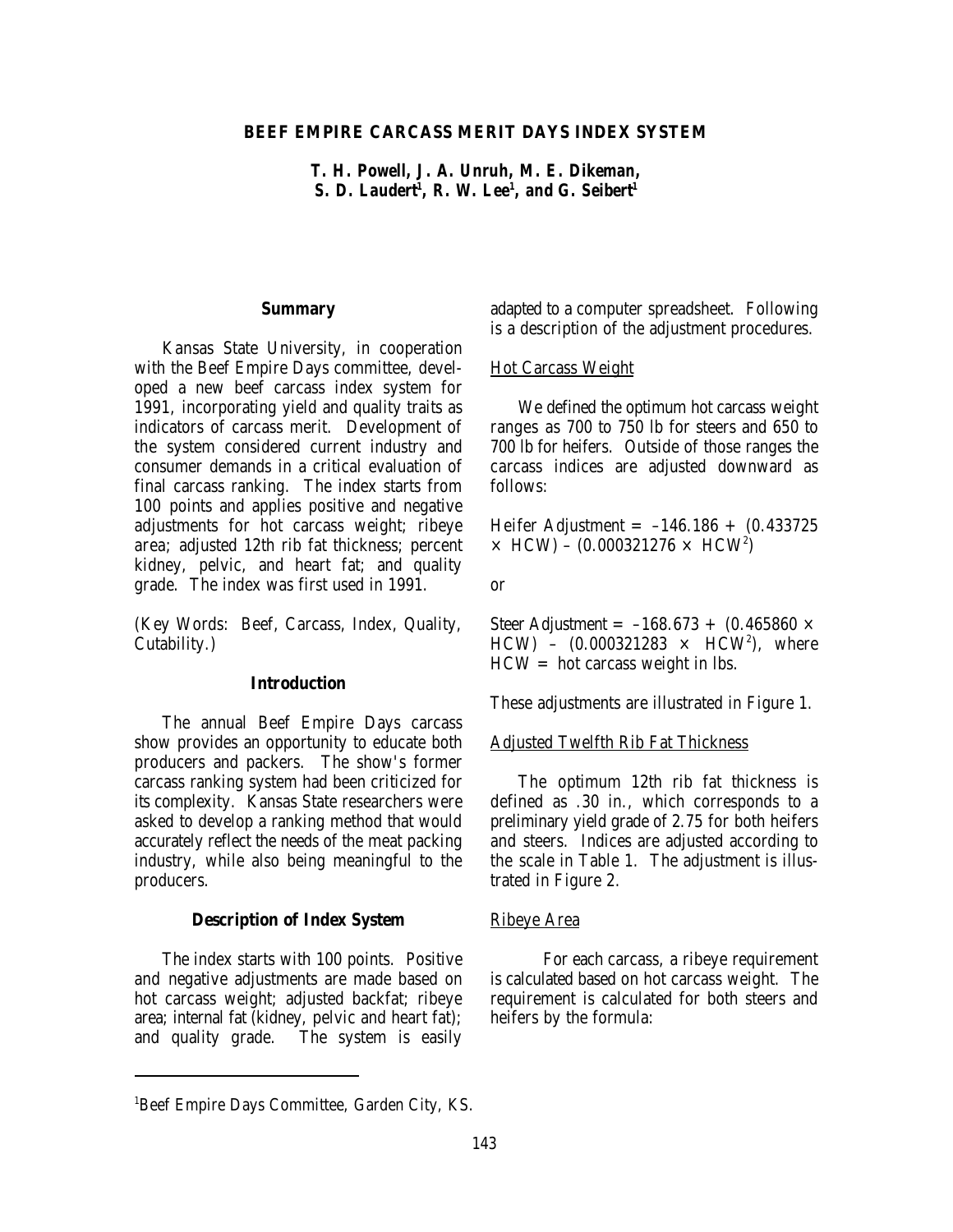# BEEF EMPIRE CARCASS MERIT DAYS INDEX SYSTEM

**T. H. Powell, J. A. Unruh, M. E. Dikeman, S. D. Laudert[1], R. W. Lee[1], and G. Seibert[1]**

## Summary

Kansas State University, in cooperation with the Beef Empire Days committee, developed a new beef carcass index system for 1991, incorporating yield and quality traits as indicators of carcass merit. Development of the system considered current industry and consumer demands in a critical evaluation of final carcass ranking. The index starts from 100 points and applies positive and negative adjustments for hot carcass weight; ribeye area; adjusted 12th rib fat thickness; percent kidney, pelvic, and heart fat; and quality grade. The index was first used in 1991.

(Key Words: Beef, Carcass, Index, Quality, Cutability.)

## Introduction

The annual Beef Empire Days carcass show provides an opportunity to educate both producers and packers. The show's former carcass ranking system had been criticized for its complexity. Kansas State researchers were asked to develop a ranking method that would accurately reflect the needs of the meat packing industry, while also being meaningful to the producers.

## Description of Index System

The index starts with 100 points. Positive and negative adjustments are made based on hot carcass weight; adjusted backfat; ribeye area; internal fat (kidney, pelvic and heart fat); and quality grade. The system is easily adapted to a computer spreadsheet. Following is a description of the adjustment procedures.

### Hot Carcass Weight

We defined the optimum hot carcass weight ranges as 700 to 750 lb for steers and 650 to 700 lb for heifers. Outside of those ranges the carcass indices are adjusted downward as follows:

$$\text{Heifer Adjustment} = -146.186 + (0.433725 \times \text{HCW}) - (0.000321276 \times \text{HCW}^2)$$

or

$$\text{Steer Adjustment} = -168.673 + (0.465860 \times \text{HCW}) - (0.000321283 \times \text{HCW}^2),$$ where HCW = hot carcass weight in lbs.

These adjustments are illustrated in Figure 1.

### Adjusted Twelfth Rib Fat Thickness

The optimum 12th rib fat thickness is defined as .30 in., which corresponds to a preliminary yield grade of 2.75 for both heifers and steers. Indices are adjusted according to the scale in Table 1. The adjustment is illustrated in Figure 2.

### Ribeye Area

For each carcass, a ribeye requirement is calculated based on hot carcass weight. The requirement is calculated for both steers and heifers by the formula:

[1]Beef Empire Days Committee, Garden City, KS.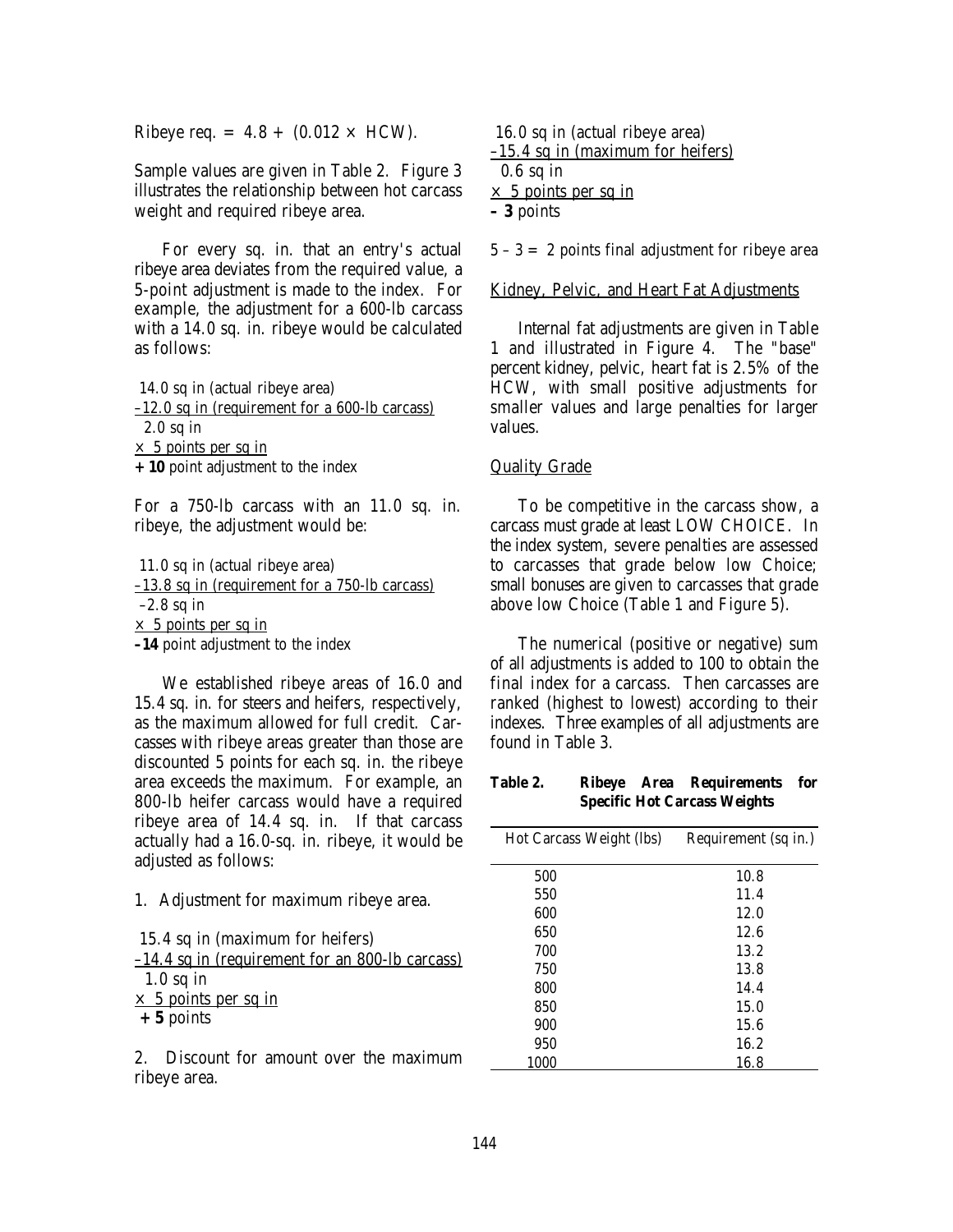Ribeye req. = $4.8 + (0.012 \times \text{HCW})$.

Sample values are given in Table 2. Figure 3 illustrates the relationship between hot carcass weight and required ribeye area.

For every sq. in. that an entry's actual ribeye area deviates from the required value, a 5-point adjustment is made to the index. For example, the adjustment for a 600-lb carcass with a 14.0 sq. in. ribeye would be calculated as follows:

14.0 sq in (actual ribeye area)
–12.0 sq in (requirement for a 600-lb carcass)
2.0 sq in
× 5 points per sq in
**+ 10** point adjustment to the index

For a 750-lb carcass with an 11.0 sq. in. ribeye, the adjustment would be:

11.0 sq in (actual ribeye area)
–13.8 sq in (requirement for a 750-lb carcass)
–2.8 sq in
× 5 points per sq in
**–14** point adjustment to the index

We established ribeye areas of 16.0 and 15.4 sq. in. for steers and heifers, respectively, as the maximum allowed for full credit. Carcasses with ribeye areas greater than those are discounted 5 points for each sq. in. the ribeye area exceeds the maximum. For example, an 800-lb heifer carcass would have a required ribeye area of 14.4 sq. in. If that carcass actually had a 16.0-sq. in. ribeye, it would be adjusted as follows:

1. Adjustment for maximum ribeye area.

15.4 sq in (maximum for heifers)
–14.4 sq in (requirement for an 800-lb carcass)
1.0 sq in
× 5 points per sq in
**+ 5** points

2. Discount for amount over the maximum ribeye area.

16.0 sq in (actual ribeye area)
–15.4 sq in (maximum for heifers)
0.6 sq in
× 5 points per sq in
**– 3** points

5 – 3 = 2 points final adjustment for ribeye area

## Kidney, Pelvic, and Heart Fat Adjustments

Internal fat adjustments are given in Table 1 and illustrated in Figure 4. The "base" percent kidney, pelvic, heart fat is 2.5% of the HCW, with small positive adjustments for smaller values and large penalties for larger values.

## Quality Grade

To be competitive in the carcass show, a carcass must grade at least LOW CHOICE. In the index system, severe penalties are assessed to carcasses that grade below low Choice; small bonuses are given to carcasses that grade above low Choice (Table 1 and Figure 5).

The numerical (positive or negative) sum of all adjustments is added to 100 to obtain the final index for a carcass. Then carcasses are ranked (highest to lowest) according to their indexes. Three examples of all adjustments are found in Table 3.

**Table 2. Ribeye Area Requirements for Specific Hot Carcass Weights**

| Hot Carcass Weight (lbs) | Requirement (sq in.) |
|---|---|
| 500 | 10.8 |
| 550 | 11.4 |
| 600 | 12.0 |
| 650 | 12.6 |
| 700 | 13.2 |
| 750 | 13.8 |
| 800 | 14.4 |
| 850 | 15.0 |
| 900 | 15.6 |
| 950 | 16.2 |
| 1000 | 16.8 |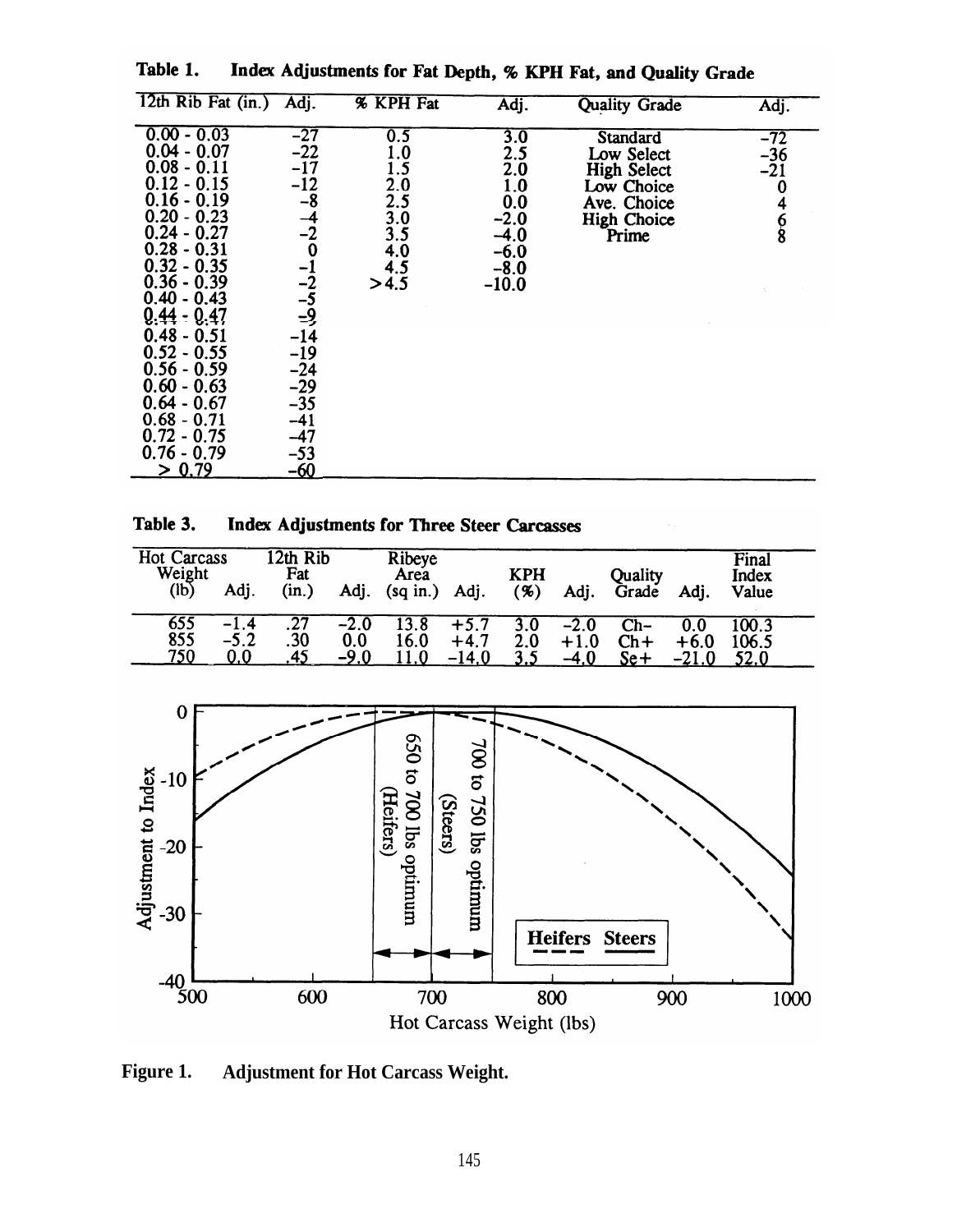**Table 1. Index Adjustments for Fat Depth, % KPH Fat, and Quality Grade**

| 12th Rib Fat (in.) | Adj. | % KPH Fat | Adj. | Quality Grade | Adj. |
|---|---|---|---|---|---|
| 0.00 - 0.03 | -27 | 0.5 | 3.0 | Standard | -72 |
| 0.04 - 0.07 | -22 | 1.0 | 2.5 | Low Select | -36 |
| 0.08 - 0.11 | -17 | 1.5 | 2.0 | High Select | -21 |
| 0.12 - 0.15 | -12 | 2.0 | 1.0 | Low Choice | 0 |
| 0.16 - 0.19 | -8 | 2.5 | 0.0 | Ave. Choice | 4 |
| 0.20 - 0.23 | -4 | 3.0 | -2.0 | High Choice | 6 |
| 0.24 - 0.27 | -2 | 3.5 | -4.0 | Prime | 8 |
| 0.28 - 0.31 | 0 | 4.0 | -6.0 | | |
| 0.32 - 0.35 | -1 | 4.5 | -8.0 | | |
| 0.36 - 0.39 | -2 | >4.5 | -10.0 | | |
| 0.40 - 0.43 | -5 | | | | |
| 0.44 - 0.47 | -9 | | | | |
| 0.48 - 0.51 | -14 | | | | |
| 0.52 - 0.55 | -19 | | | | |
| 0.56 - 0.59 | -24 | | | | |
| 0.60 - 0.63 | -29 | | | | |
| 0.64 - 0.67 | -35 | | | | |
| 0.68 - 0.71 | -41 | | | | |
| 0.72 - 0.75 | -47 | | | | |
| 0.76 - 0.79 | -53 | | | | |
| > 0.79 | -60 | | | | |

**Table 3. Index Adjustments for Three Steer Carcasses**

| Hot Carcass Weight (lb) | Adj. | 12th Rib Fat (in.) | Adj. | Ribeye Area (sq in.) | Adj. | KPH (%) | Adj. | Quality Grade | Adj. | Final Index Value |
|---|---|---|---|---|---|---|---|---|---|---|
| 655 | -1.4 | .27 | -2.0 | 13.8 | +5.7 | 3.0 | -2.0 | Ch- | 0.0 | 100.3 |
| 855 | -5.2 | .30 | 0.0 | 16.0 | +4.7 | 2.0 | +1.0 | Ch+ | +6.0 | 106.5 |
| 750 | 0.0 | .45 | -9.0 | 11.0 | -14.0 | 3.5 | -4.0 | Se+ | -21.0 | 52.0 |

**Figure 1. Adjustment for Hot Carcass Weight.**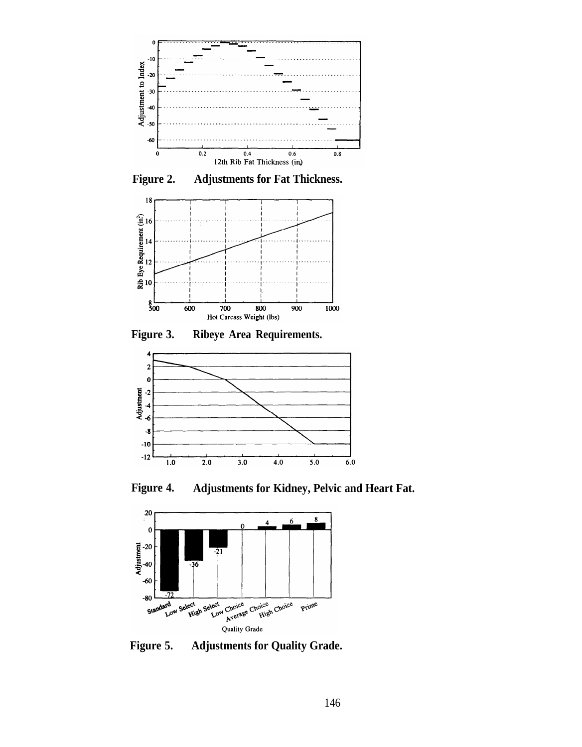Adjustment to Index

0
-10
-20
-30
-40
-50
-60

0 0.2 0.4 0.6 0.8

12th Rib Fat Thickness (in.)

**Figure 2. Adjustments for Fat Thickness.**

Rib Eye Requirement (in$^2$)

18
16
14
12
10
8

500 600 700 800 900 1000

Hot Carcass Weight (lbs)

**Figure 3. Ribeye Area Requirements.**

Adjustment

4
2
0
-2
-4
-6
-8
-10
-12

1.0 2.0 3.0 4.0 5.0 6.0

**Figure 4. Adjustments for Kidney, Pelvic and Heart Fat.**

Adjustment

20
0
-20
-40
-60
-80

-72 -36 -21 0 4 6 8

Standard Low Select High Select Low Choice Average Choice High Choice Prime

Quality Grade

**Figure 5. Adjustments for Quality Grade.**